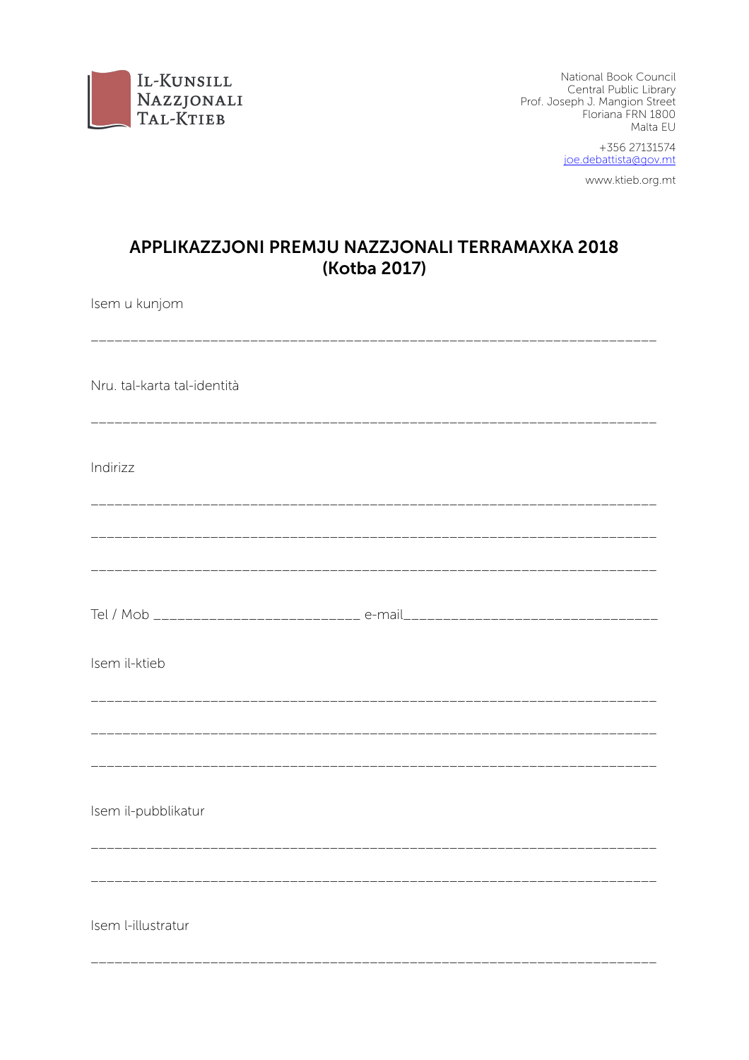IL-KUNSILL NAZZJONALI TAL-KTIEB

National Book Council
Central Public Library
Prof. Joseph J. Mangion Street
Floriana FRN 1800
Malta EU

+356 27131574
joe.debattista@gov.mt

www.ktieb.org.mt

# APPLIKAZZJONI PREMJU NAZZJONALI TERRAMAXKA 2018 (Kotba 2017)

Isem u kunjom

\_\_\_\_\_\_\_\_\_\_\_\_\_\_\_\_\_\_\_\_\_\_\_\_\_\_\_\_\_\_\_\_\_\_\_\_\_\_\_\_\_\_\_\_\_\_\_\_\_\_\_\_\_\_\_\_\_\_\_\_\_\_\_\_\_\_\_\_\_\_

Nru. tal-karta tal-identità

\_\_\_\_\_\_\_\_\_\_\_\_\_\_\_\_\_\_\_\_\_\_\_\_\_\_\_\_\_\_\_\_\_\_\_\_\_\_\_\_\_\_\_\_\_\_\_\_\_\_\_\_\_\_\_\_\_\_\_\_\_\_\_\_\_\_\_\_\_\_

Indirizz

\_\_\_\_\_\_\_\_\_\_\_\_\_\_\_\_\_\_\_\_\_\_\_\_\_\_\_\_\_\_\_\_\_\_\_\_\_\_\_\_\_\_\_\_\_\_\_\_\_\_\_\_\_\_\_\_\_\_\_\_\_\_\_\_\_\_\_\_\_\_

\_\_\_\_\_\_\_\_\_\_\_\_\_\_\_\_\_\_\_\_\_\_\_\_\_\_\_\_\_\_\_\_\_\_\_\_\_\_\_\_\_\_\_\_\_\_\_\_\_\_\_\_\_\_\_\_\_\_\_\_\_\_\_\_\_\_\_\_\_\_

\_\_\_\_\_\_\_\_\_\_\_\_\_\_\_\_\_\_\_\_\_\_\_\_\_\_\_\_\_\_\_\_\_\_\_\_\_\_\_\_\_\_\_\_\_\_\_\_\_\_\_\_\_\_\_\_\_\_\_\_\_\_\_\_\_\_\_\_\_\_

Tel / Mob \_\_\_\_\_\_\_\_\_\_\_\_\_\_\_\_\_\_\_\_\_\_\_\_\_\_ e-mail\_\_\_\_\_\_\_\_\_\_\_\_\_\_\_\_\_\_\_\_\_\_\_\_\_\_\_\_\_\_

Isem il-ktieb

\_\_\_\_\_\_\_\_\_\_\_\_\_\_\_\_\_\_\_\_\_\_\_\_\_\_\_\_\_\_\_\_\_\_\_\_\_\_\_\_\_\_\_\_\_\_\_\_\_\_\_\_\_\_\_\_\_\_\_\_\_\_\_\_\_\_\_\_\_\_

\_\_\_\_\_\_\_\_\_\_\_\_\_\_\_\_\_\_\_\_\_\_\_\_\_\_\_\_\_\_\_\_\_\_\_\_\_\_\_\_\_\_\_\_\_\_\_\_\_\_\_\_\_\_\_\_\_\_\_\_\_\_\_\_\_\_\_\_\_\_

\_\_\_\_\_\_\_\_\_\_\_\_\_\_\_\_\_\_\_\_\_\_\_\_\_\_\_\_\_\_\_\_\_\_\_\_\_\_\_\_\_\_\_\_\_\_\_\_\_\_\_\_\_\_\_\_\_\_\_\_\_\_\_\_\_\_\_\_\_\_

Isem il-pubblikatur

\_\_\_\_\_\_\_\_\_\_\_\_\_\_\_\_\_\_\_\_\_\_\_\_\_\_\_\_\_\_\_\_\_\_\_\_\_\_\_\_\_\_\_\_\_\_\_\_\_\_\_\_\_\_\_\_\_\_\_\_\_\_\_\_\_\_\_\_\_\_

\_\_\_\_\_\_\_\_\_\_\_\_\_\_\_\_\_\_\_\_\_\_\_\_\_\_\_\_\_\_\_\_\_\_\_\_\_\_\_\_\_\_\_\_\_\_\_\_\_\_\_\_\_\_\_\_\_\_\_\_\_\_\_\_\_\_\_\_\_\_

Isem l-illustratur

\_\_\_\_\_\_\_\_\_\_\_\_\_\_\_\_\_\_\_\_\_\_\_\_\_\_\_\_\_\_\_\_\_\_\_\_\_\_\_\_\_\_\_\_\_\_\_\_\_\_\_\_\_\_\_\_\_\_\_\_\_\_\_\_\_\_\_\_\_\_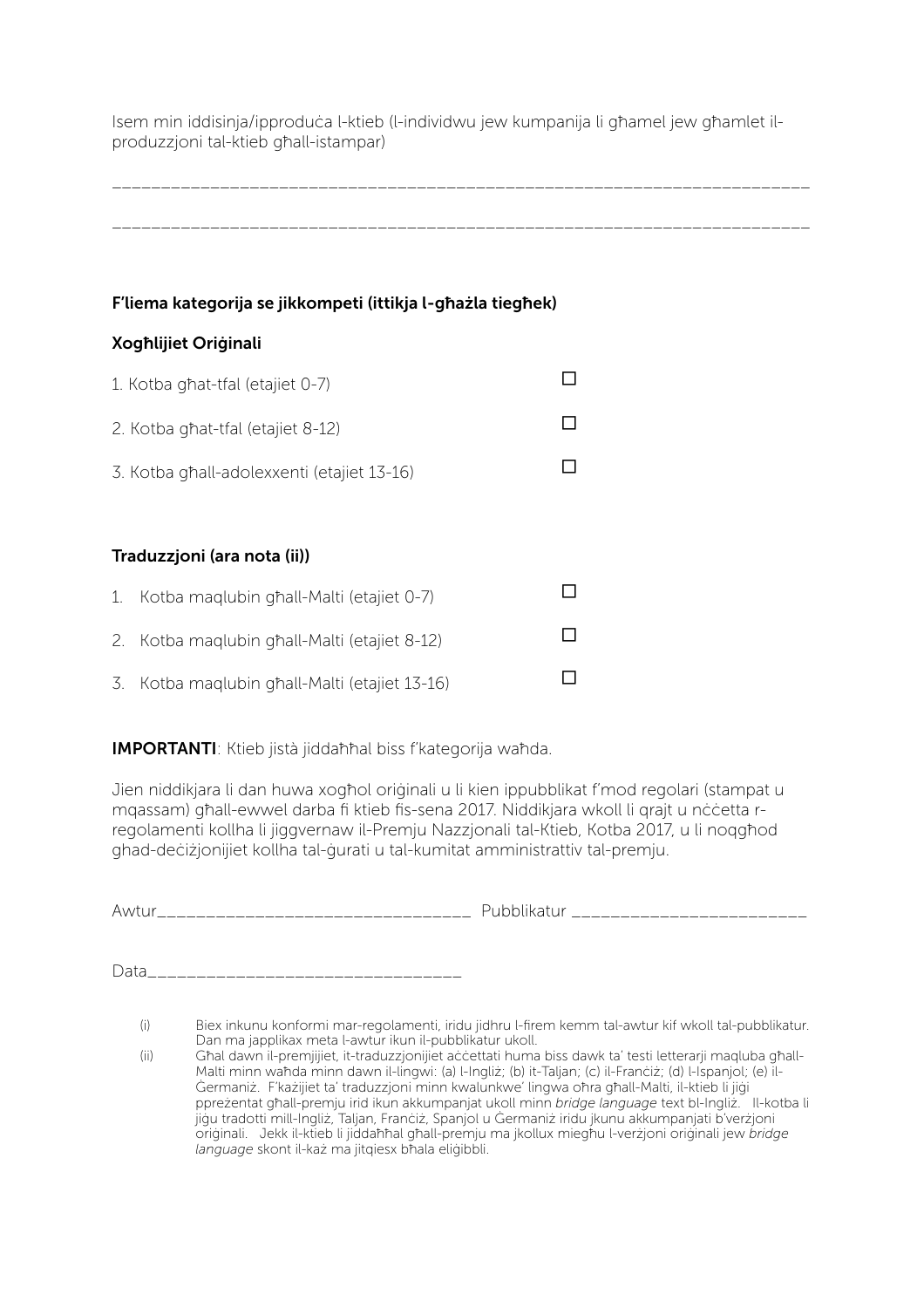Isem min iddisinja/ipproduċa l-ktieb (l-individwu jew kumpanija li għamel jew għamlet il-produzzjoni tal-ktieb għall-istampar)

______________________________________________________________________

______________________________________________________________________

**F'liema kategorija se jikkompeti (ittikja l-għażla tiegħek)**

**Xogħlijiet Oriġinali**

1. Kotba għat-tfal (etajiet 0-7) ☐
2. Kotba għat-tfal (etajiet 8-12) ☐
3. Kotba għall-adolexxenti (etajiet 13-16) ☐

**Traduzzjoni (ara nota (ii))**

1. Kotba maqlubin għall-Malti (etajiet 0-7) ☐
2. Kotba maqlubin għall-Malti (etajiet 8-12) ☐
3. Kotba maqlubin għall-Malti (etajiet 13-16) ☐

**IMPORTANTI**: Ktieb jistà jiddaħħal biss f'kategorija waħda.

Jien niddikjara li dan huwa xogħol oriġinali u li kien ippubblikat f'mod regolari (stampat u mqassam) għall-ewwel darba fi ktieb fis-sena 2017. Niddikjara wkoll li qrajt u nċċetta r-regolamenti kollha li jiggvernaw il-Premju Nazzjonali tal-Ktieb, Kotba 2017, u li noqgħod għad-deċiżjonijiet kollha tal-ġurati u tal-kumitat amministrattiv tal-premju.

Awtur________________________________ Pubblikatur ______________________

Data________________________________

(i) Biex inkunu konformi mar-regolamenti, iridu jidhru l-firem kemm tal-awtur kif wkoll tal-pubblikatur. Dan ma japplikax meta l-awtur ikun il-pubblikatur ukoll.

(ii) Għal dawn il-premjijiet, it-traduzzjonijiet aċċettati huma biss dawk ta' testi letterarji maqluba għall-Malti minn waħda minn dawn il-lingwi: (a) l-Ingliż; (b) it-Taljan; (c) il-Franċiż; (d) l-Ispanjol; (e) il-Ġermaniż. F'każijiet ta' traduzzjoni minn kwalunkwe' lingwa oħra għall-Malti, il-ktieb li jiġi ppreżentat għall-premju irid ikun akkumpanjat ukoll minn *bridge language* text bl-Ingliż. Il-kotba li jiġu tradotti mill-Ingliż, Taljan, Franċiż, Spanjol u Ġermaniż iridu jkunu akkumpanjati b'verżjoni oriġinali. Jekk il-ktieb li jiddaħħal għall-premju ma jkollux miegħu l-verżjoni oriġinali jew *bridge language* skont il-każ ma jitqiesx bħala eliġibbli.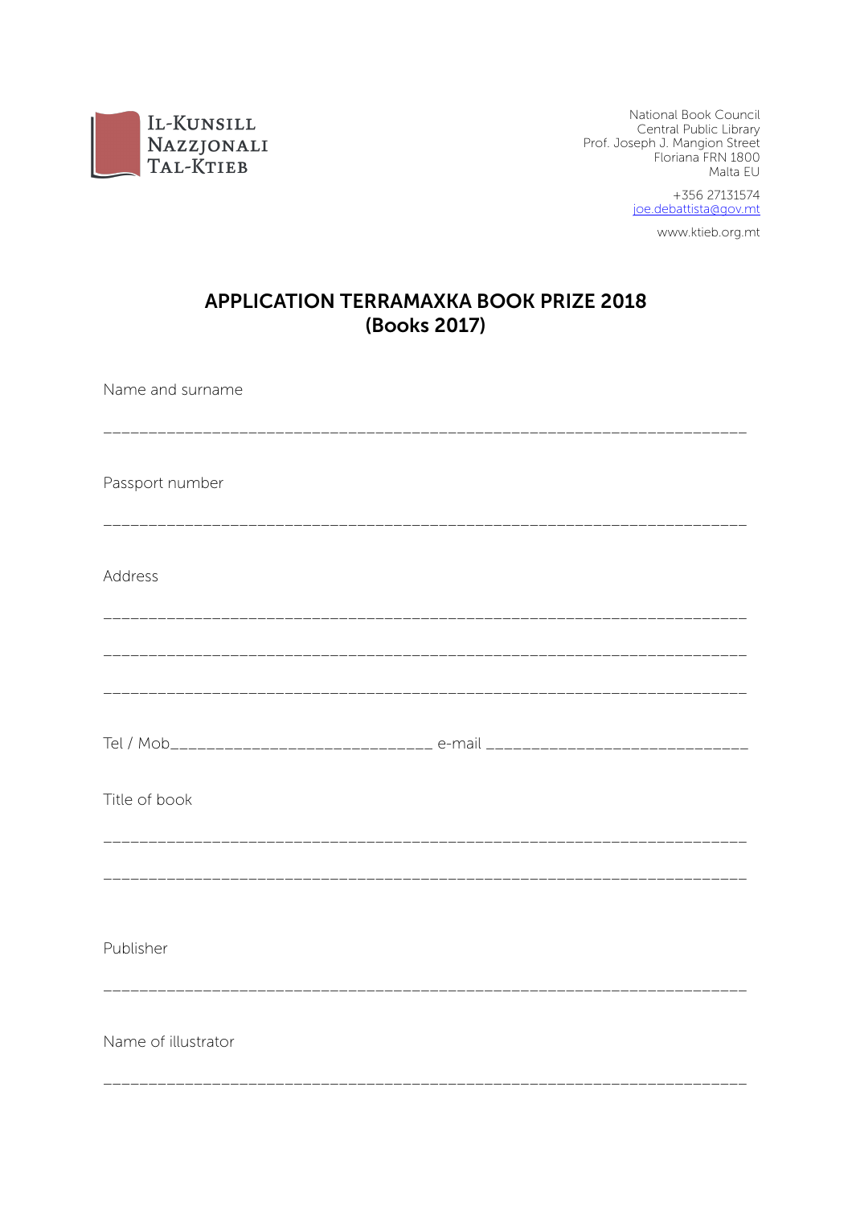Il-Kunsill Nazzjonali tal-Ktieb

National Book Council
Central Public Library
Prof. Joseph J. Mangion Street
Floriana FRN 1800
Malta EU

+356 27131574
joe.debattista@gov.mt

www.ktieb.org.mt

# APPLICATION TERRAMAXKA BOOK PRIZE 2018
# (Books 2017)

Name and surname

______________________________________________________________________

Passport number

______________________________________________________________________

Address

______________________________________________________________________

______________________________________________________________________

______________________________________________________________________

Tel / Mob____________________________ e-mail ____________________________

Title of book

______________________________________________________________________

______________________________________________________________________

Publisher

______________________________________________________________________

Name of illustrator

______________________________________________________________________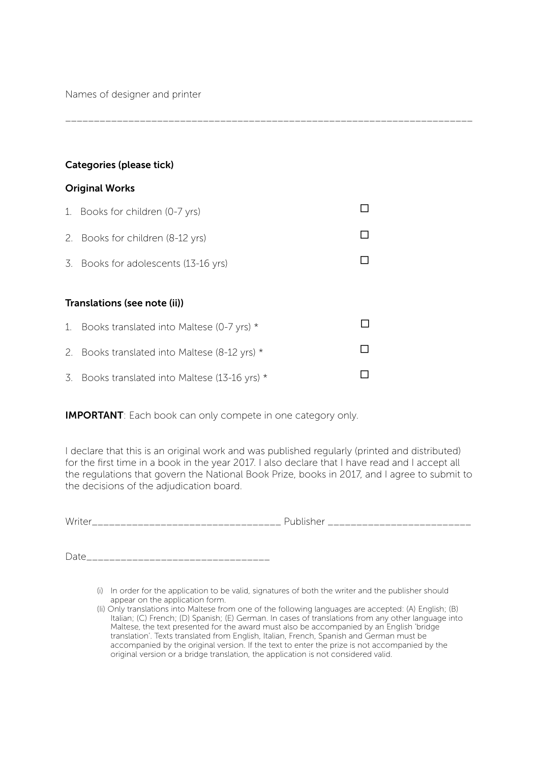Names of designer and printer

_______________________________________________________________________

**Categories (please tick)**

**Original Works**

1. Books for children (0-7 yrs) ☐
2. Books for children (8-12 yrs) ☐
3. Books for adolescents (13-16 yrs) ☐

**Translations (see note (ii))**

1. Books translated into Maltese (0-7 yrs) * ☐
2. Books translated into Maltese (8-12 yrs) * ☐
3. Books translated into Maltese (13-16 yrs) * ☐

**IMPORTANT**: Each book can only compete in one category only.

I declare that this is an original work and was published regularly (printed and distributed) for the first time in a book in the year 2017. I also declare that I have read and I accept all the regulations that govern the National Book Prize, books in 2017, and I agree to submit to the decisions of the adjudication board.

Writer_________________________________ Publisher ________________________

Date_______________________________

(i) In order for the application to be valid, signatures of both the writer and the publisher should appear on the application form.

(Ii) Only translations into Maltese from one of the following languages are accepted: (A) English; (B) Italian; (C) French; (D) Spanish; (E) German. In cases of translations from any other language into Maltese, the text presented for the award must also be accompanied by an English 'bridge translation'. Texts translated from English, Italian, French, Spanish and German must be accompanied by the original version. If the text to enter the prize is not accompanied by the original version or a bridge translation, the application is not considered valid.